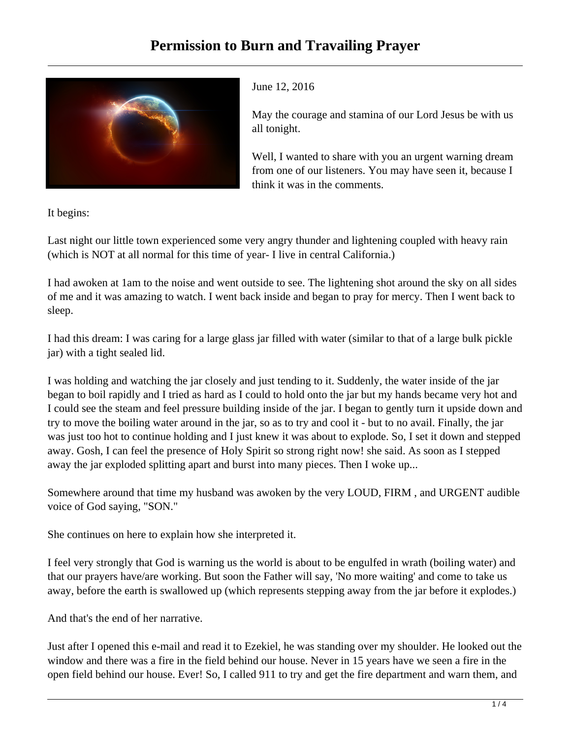# Permission to Burn and Travailing Prayer

June 12, 2016

May the courage and stamina of our Lord Jesus be with us all tonight.

Well, I wanted to share with you an urgent warning dream from one of our listeners. You may have seen it, because I think it was in the comments.

It begins:

Last night our little town experienced some very angry thunder and lightening coupled with heavy rain (which is NOT at all normal for this time of year- I live in central California.)

I had awoken at 1am to the noise and went outside to see. The lightening shot around the sky on all sides of me and it was amazing to watch. I went back inside and began to pray for mercy. Then I went back to sleep.

I had this dream: I was caring for a large glass jar filled with water (similar to that of a large bulk pickle jar) with a tight sealed lid.

I was holding and watching the jar closely and just tending to it. Suddenly, the water inside of the jar began to boil rapidly and I tried as hard as I could to hold onto the jar but my hands became very hot and I could see the steam and feel pressure building inside of the jar. I began to gently turn it upside down and try to move the boiling water around in the jar, so as to try and cool it - but to no avail. Finally, the jar was just too hot to continue holding and I just knew it was about to explode. So, I set it down and stepped away. Gosh, I can feel the presence of Holy Spirit so strong right now! she said. As soon as I stepped away the jar exploded splitting apart and burst into many pieces. Then I woke up...

Somewhere around that time my husband was awoken by the very LOUD, FIRM , and URGENT audible voice of God saying, "SON."

She continues on here to explain how she interpreted it.

I feel very strongly that God is warning us the world is about to be engulfed in wrath (boiling water) and that our prayers have/are working. But soon the Father will say, 'No more waiting' and come to take us away, before the earth is swallowed up (which represents stepping away from the jar before it explodes.)

And that's the end of her narrative.

Just after I opened this e-mail and read it to Ezekiel, he was standing over my shoulder. He looked out the window and there was a fire in the field behind our house. Never in 15 years have we seen a fire in the open field behind our house. Ever! So, I called 911 to try and get the fire department and warn them, and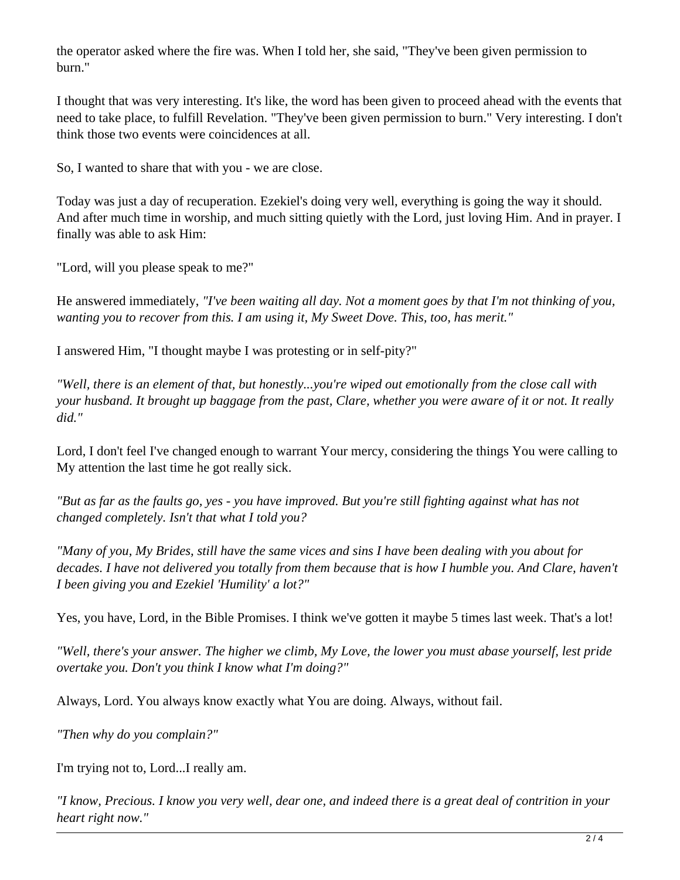the operator asked where the fire was. When I told her, she said, "They've been given permission to burn."

I thought that was very interesting. It's like, the word has been given to proceed ahead with the events that need to take place, to fulfill Revelation. "They've been given permission to burn." Very interesting. I don't think those two events were coincidences at all.

So, I wanted to share that with you - we are close.

Today was just a day of recuperation. Ezekiel's doing very well, everything is going the way it should. And after much time in worship, and much sitting quietly with the Lord, just loving Him. And in prayer. I finally was able to ask Him:

"Lord, will you please speak to me?"

He answered immediately, *"I've been waiting all day. Not a moment goes by that I'm not thinking of you, wanting you to recover from this. I am using it, My Sweet Dove. This, too, has merit."*

I answered Him, "I thought maybe I was protesting or in self-pity?"

*"Well, there is an element of that, but honestly...you're wiped out emotionally from the close call with your husband. It brought up baggage from the past, Clare, whether you were aware of it or not. It really did."*

Lord, I don't feel I've changed enough to warrant Your mercy, considering the things You were calling to My attention the last time he got really sick.

*"But as far as the faults go, yes - you have improved. But you're still fighting against what has not changed completely. Isn't that what I told you?*

*"Many of you, My Brides, still have the same vices and sins I have been dealing with you about for decades. I have not delivered you totally from them because that is how I humble you. And Clare, haven't I been giving you and Ezekiel 'Humility' a lot?"*

Yes, you have, Lord, in the Bible Promises. I think we've gotten it maybe 5 times last week. That's a lot!

*"Well, there's your answer. The higher we climb, My Love, the lower you must abase yourself, lest pride overtake you. Don't you think I know what I'm doing?"*

Always, Lord. You always know exactly what You are doing. Always, without fail.

*"Then why do you complain?"*

I'm trying not to, Lord...I really am.

*"I know, Precious. I know you very well, dear one, and indeed there is a great deal of contrition in your heart right now."*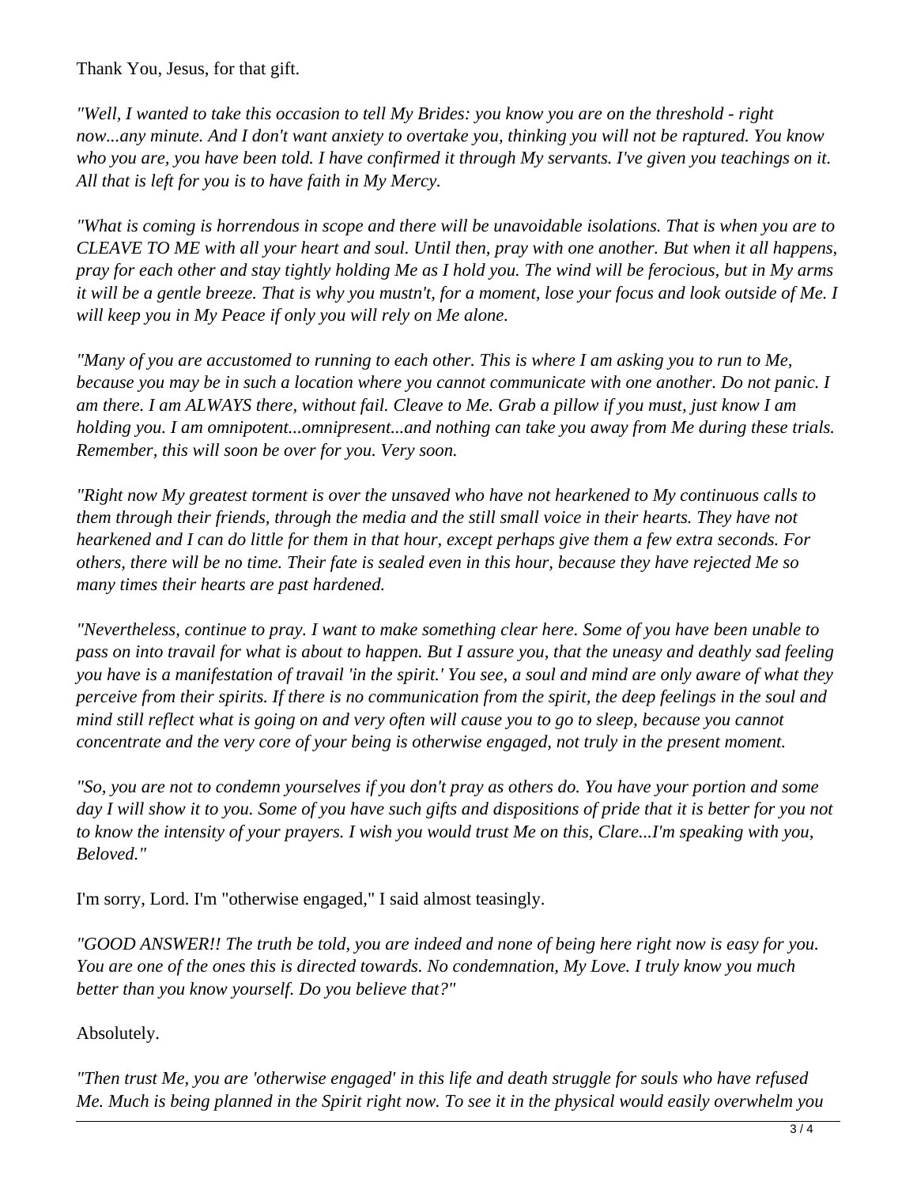Thank You, Jesus, for that gift.

*"Well, I wanted to take this occasion to tell My Brides: you know you are on the threshold - right now...any minute. And I don't want anxiety to overtake you, thinking you will not be raptured. You know who you are, you have been told. I have confirmed it through My servants. I've given you teachings on it. All that is left for you is to have faith in My Mercy.*

*"What is coming is horrendous in scope and there will be unavoidable isolations. That is when you are to CLEAVE TO ME with all your heart and soul. Until then, pray with one another. But when it all happens, pray for each other and stay tightly holding Me as I hold you. The wind will be ferocious, but in My arms it will be a gentle breeze. That is why you mustn't, for a moment, lose your focus and look outside of Me. I will keep you in My Peace if only you will rely on Me alone.*

*"Many of you are accustomed to running to each other. This is where I am asking you to run to Me, because you may be in such a location where you cannot communicate with one another. Do not panic. I am there. I am ALWAYS there, without fail. Cleave to Me. Grab a pillow if you must, just know I am holding you. I am omnipotent...omnipresent...and nothing can take you away from Me during these trials. Remember, this will soon be over for you. Very soon.*

*"Right now My greatest torment is over the unsaved who have not hearkened to My continuous calls to them through their friends, through the media and the still small voice in their hearts. They have not hearkened and I can do little for them in that hour, except perhaps give them a few extra seconds. For others, there will be no time. Their fate is sealed even in this hour, because they have rejected Me so many times their hearts are past hardened.*

*"Nevertheless, continue to pray. I want to make something clear here. Some of you have been unable to pass on into travail for what is about to happen. But I assure you, that the uneasy and deathly sad feeling you have is a manifestation of travail 'in the spirit.' You see, a soul and mind are only aware of what they perceive from their spirits. If there is no communication from the spirit, the deep feelings in the soul and mind still reflect what is going on and very often will cause you to go to sleep, because you cannot concentrate and the very core of your being is otherwise engaged, not truly in the present moment.*

*"So, you are not to condemn yourselves if you don't pray as others do. You have your portion and some day I will show it to you. Some of you have such gifts and dispositions of pride that it is better for you not to know the intensity of your prayers. I wish you would trust Me on this, Clare...I'm speaking with you, Beloved."*

I'm sorry, Lord. I'm "otherwise engaged," I said almost teasingly.

*"GOOD ANSWER!! The truth be told, you are indeed and none of being here right now is easy for you. You are one of the ones this is directed towards. No condemnation, My Love. I truly know you much better than you know yourself. Do you believe that?"*

Absolutely.

*"Then trust Me, you are 'otherwise engaged' in this life and death struggle for souls who have refused Me. Much is being planned in the Spirit right now. To see it in the physical would easily overwhelm you*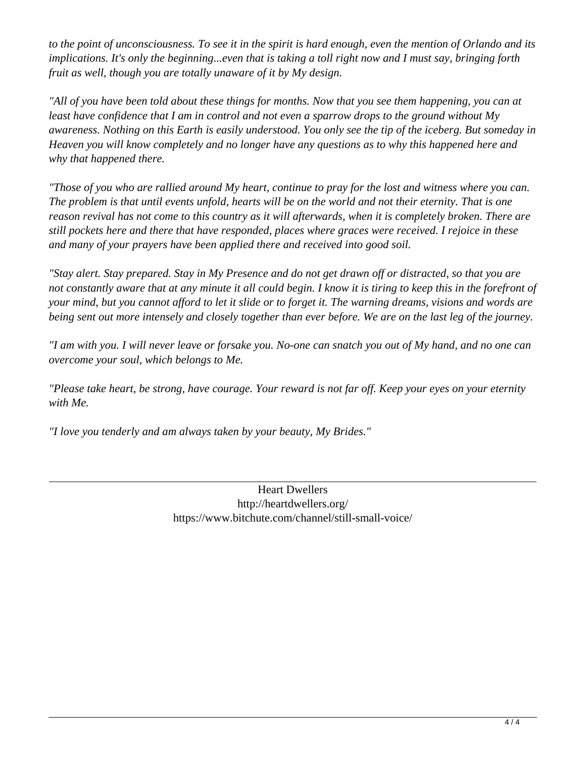*to the point of unconsciousness. To see it in the spirit is hard enough, even the mention of Orlando and its implications. It's only the beginning...even that is taking a toll right now and I must say, bringing forth fruit as well, though you are totally unaware of it by My design.*

*"All of you have been told about these things for months. Now that you see them happening, you can at least have confidence that I am in control and not even a sparrow drops to the ground without My awareness. Nothing on this Earth is easily understood. You only see the tip of the iceberg. But someday in Heaven you will know completely and no longer have any questions as to why this happened here and why that happened there.*

*"Those of you who are rallied around My heart, continue to pray for the lost and witness where you can. The problem is that until events unfold, hearts will be on the world and not their eternity. That is one reason revival has not come to this country as it will afterwards, when it is completely broken. There are still pockets here and there that have responded, places where graces were received. I rejoice in these and many of your prayers have been applied there and received into good soil.*

*"Stay alert. Stay prepared. Stay in My Presence and do not get drawn off or distracted, so that you are not constantly aware that at any minute it all could begin. I know it is tiring to keep this in the forefront of your mind, but you cannot afford to let it slide or to forget it. The warning dreams, visions and words are being sent out more intensely and closely together than ever before. We are on the last leg of the journey.*

*"I am with you. I will never leave or forsake you. No-one can snatch you out of My hand, and no one can overcome your soul, which belongs to Me.*

*"Please take heart, be strong, have courage. Your reward is not far off. Keep your eyes on your eternity with Me.*

*"I love you tenderly and am always taken by your beauty, My Brides."*

---

Heart Dwellers
http://heartdwellers.org/
https://www.bitchute.com/channel/still-small-voice/